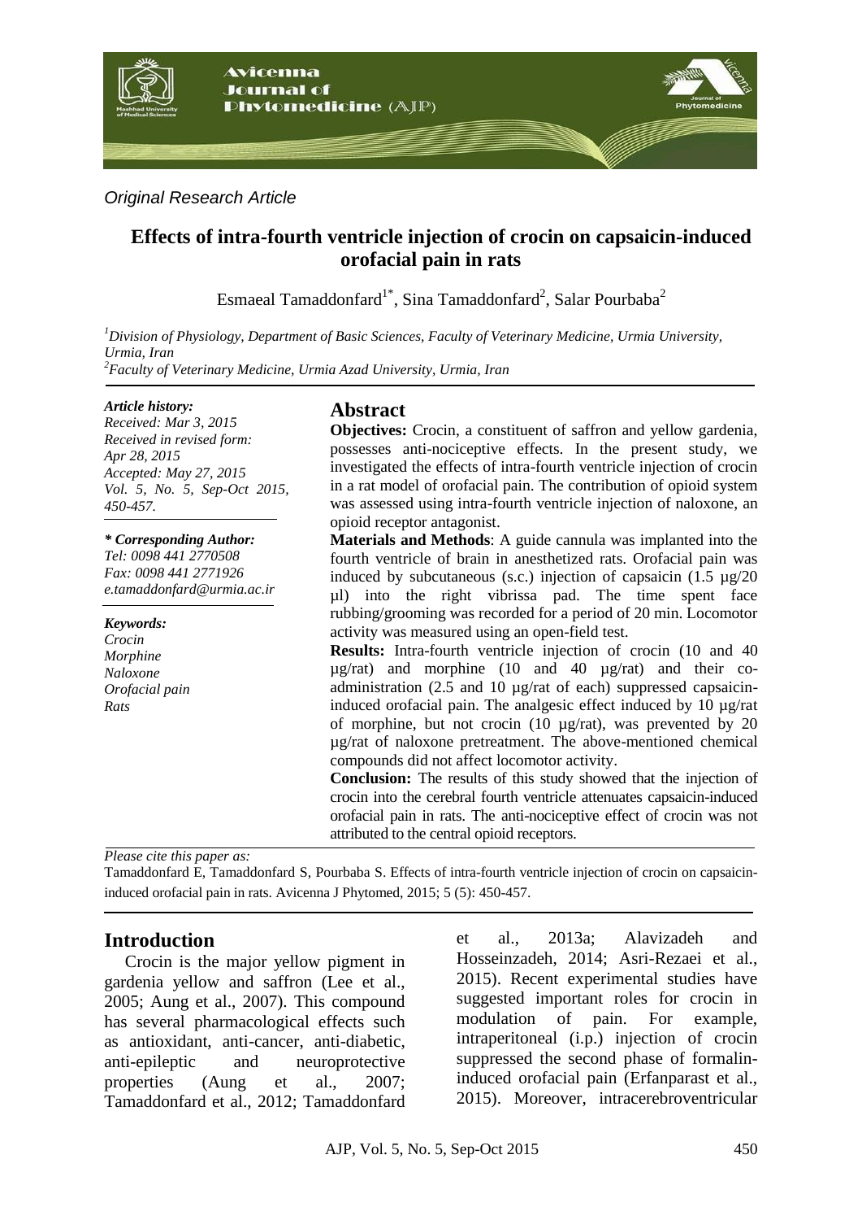*Original Research Article*

# Effects of intra-fourth ventricle injection of crocin on capsaicin-induced orofacial pain in rats

Esmaeal Tamaddonfard[1*], Sina Tamaddonfard[2], Salar Pourbaba[2]

[1]*Division of Physiology, Department of Basic Sciences, Faculty of Veterinary Medicine, Urmia University, Urmia, Iran*
[2]*Faculty of Veterinary Medicine, Urmia Azad University, Urmia, Iran*

***Article history:***
*Received: Mar 3, 2015*
*Received in revised form: Apr 28, 2015*
*Accepted: May 27, 2015*
*Vol. 5, No. 5, Sep-Oct 2015, 450-457.*

***\* Corresponding Author:***
*Tel: 0098 441 2770508*
*Fax: 0098 441 2771926*
*e.tamaddonfard@urmia.ac.ir*

***Keywords:***
*Crocin*
*Morphine*
*Naloxone*
*Orofacial pain*
*Rats*

## Abstract

**Objectives:** Crocin, a constituent of saffron and yellow gardenia, possesses anti-nociceptive effects. In the present study, we investigated the effects of intra-fourth ventricle injection of crocin in a rat model of orofacial pain. The contribution of opioid system was assessed using intra-fourth ventricle injection of naloxone, an opioid receptor antagonist.

**Materials and Methods**: A guide cannula was implanted into the fourth ventricle of brain in anesthetized rats. Orofacial pain was induced by subcutaneous (s.c.) injection of capsaicin (1.5 µg/20 µl) into the right vibrissa pad. The time spent face rubbing/grooming was recorded for a period of 20 min. Locomotor activity was measured using an open-field test.

**Results:** Intra-fourth ventricle injection of crocin (10 and 40 µg/rat) and morphine (10 and 40 µg/rat) and their co-administration (2.5 and 10 µg/rat of each) suppressed capsaicin-induced orofacial pain. The analgesic effect induced by 10 µg/rat of morphine, but not crocin (10 µg/rat), was prevented by 20 µg/rat of naloxone pretreatment. The above-mentioned chemical compounds did not affect locomotor activity.

**Conclusion:** The results of this study showed that the injection of crocin into the cerebral fourth ventricle attenuates capsaicin-induced orofacial pain in rats. The anti-nociceptive effect of crocin was not attributed to the central opioid receptors.

*Please cite this paper as:*
Tamaddonfard E, Tamaddonfard S, Pourbaba S. Effects of intra-fourth ventricle injection of crocin on capsaicin-induced orofacial pain in rats. Avicenna J Phytomed, 2015; 5 (5): 450-457.

## Introduction

Crocin is the major yellow pigment in gardenia yellow and saffron (Lee et al., 2005; Aung et al., 2007). This compound has several pharmacological effects such as antioxidant, anti-cancer, anti-diabetic, anti-epileptic and neuroprotective properties (Aung et al., 2007; Tamaddonfard et al., 2012; Tamaddonfard et al., 2013a; Alavizadeh and Hosseinzadeh, 2014; Asri-Rezaei et al., 2015). Recent experimental studies have suggested important roles for crocin in modulation of pain. For example, intraperitoneal (i.p.) injection of crocin suppressed the second phase of formalin-induced orofacial pain (Erfanparast et al., 2015). Moreover, intracerebroventricular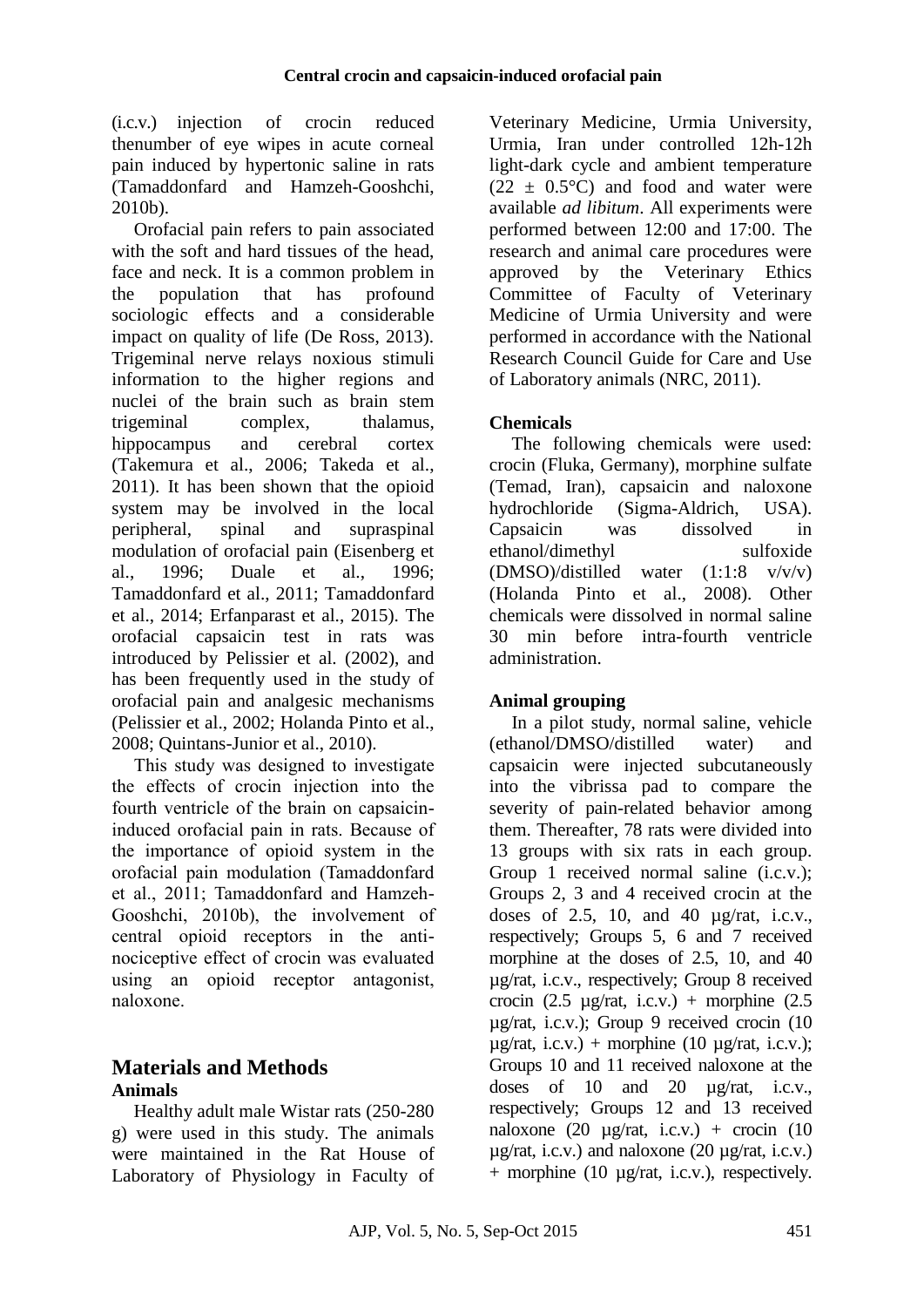(i.c.v.) injection of crocin reduced thenumber of eye wipes in acute corneal pain induced by hypertonic saline in rats (Tamaddonfard and Hamzeh-Gooshchi, 2010b).

Orofacial pain refers to pain associated with the soft and hard tissues of the head, face and neck. It is a common problem in the population that has profound sociologic effects and a considerable impact on quality of life (De Ross, 2013). Trigeminal nerve relays noxious stimuli information to the higher regions and nuclei of the brain such as brain stem trigeminal complex, thalamus, hippocampus and cerebral cortex (Takemura et al., 2006; Takeda et al., 2011). It has been shown that the opioid system may be involved in the local peripheral, spinal and supraspinal modulation of orofacial pain (Eisenberg et al., 1996; Duale et al., 1996; Tamaddonfard et al., 2011; Tamaddonfard et al., 2014; Erfanparast et al., 2015). The orofacial capsaicin test in rats was introduced by Pelissier et al. (2002), and has been frequently used in the study of orofacial pain and analgesic mechanisms (Pelissier et al., 2002; Holanda Pinto et al., 2008; Quintans-Junior et al., 2010).

This study was designed to investigate the effects of crocin injection into the fourth ventricle of the brain on capsaicin-induced orofacial pain in rats. Because of the importance of opioid system in the orofacial pain modulation (Tamaddonfard et al., 2011; Tamaddonfard and Hamzeh-Gooshchi, 2010b), the involvement of central opioid receptors in the anti-nociceptive effect of crocin was evaluated using an opioid receptor antagonist, naloxone.

# Materials and Methods

## Animals

Healthy adult male Wistar rats (250-280 g) were used in this study. The animals were maintained in the Rat House of Laboratory of Physiology in Faculty of Veterinary Medicine, Urmia University, Urmia, Iran under controlled 12h-12h light-dark cycle and ambient temperature (22 ± 0.5°C) and food and water were available *ad libitum*. All experiments were performed between 12:00 and 17:00. The research and animal care procedures were approved by the Veterinary Ethics Committee of Faculty of Veterinary Medicine of Urmia University and were performed in accordance with the National Research Council Guide for Care and Use of Laboratory animals (NRC, 2011).

## Chemicals

The following chemicals were used: crocin (Fluka, Germany), morphine sulfate (Temad, Iran), capsaicin and naloxone hydrochloride (Sigma-Aldrich, USA). Capsaicin was dissolved in ethanol/dimethyl sulfoxide (DMSO)/distilled water (1:1:8 v/v/v) (Holanda Pinto et al., 2008). Other chemicals were dissolved in normal saline 30 min before intra-fourth ventricle administration.

## Animal grouping

In a pilot study, normal saline, vehicle (ethanol/DMSO/distilled water) and capsaicin were injected subcutaneously into the vibrissa pad to compare the severity of pain-related behavior among them. Thereafter, 78 rats were divided into 13 groups with six rats in each group. Group 1 received normal saline (i.c.v.); Groups 2, 3 and 4 received crocin at the doses of 2.5, 10, and 40 µg/rat, i.c.v., respectively; Groups 5, 6 and 7 received morphine at the doses of 2.5, 10, and 40 µg/rat, i.c.v., respectively; Group 8 received crocin (2.5 µg/rat, i.c.v.) + morphine (2.5 µg/rat, i.c.v.); Group 9 received crocin (10 µg/rat, i.c.v.) + morphine (10 µg/rat, i.c.v.); Groups 10 and 11 received naloxone at the doses of 10 and 20 µg/rat, i.c.v., respectively; Groups 12 and 13 received naloxone (20 µg/rat, i.c.v.) + crocin (10 µg/rat, i.c.v.) and naloxone (20 µg/rat, i.c.v.) + morphine (10 µg/rat, i.c.v.), respectively.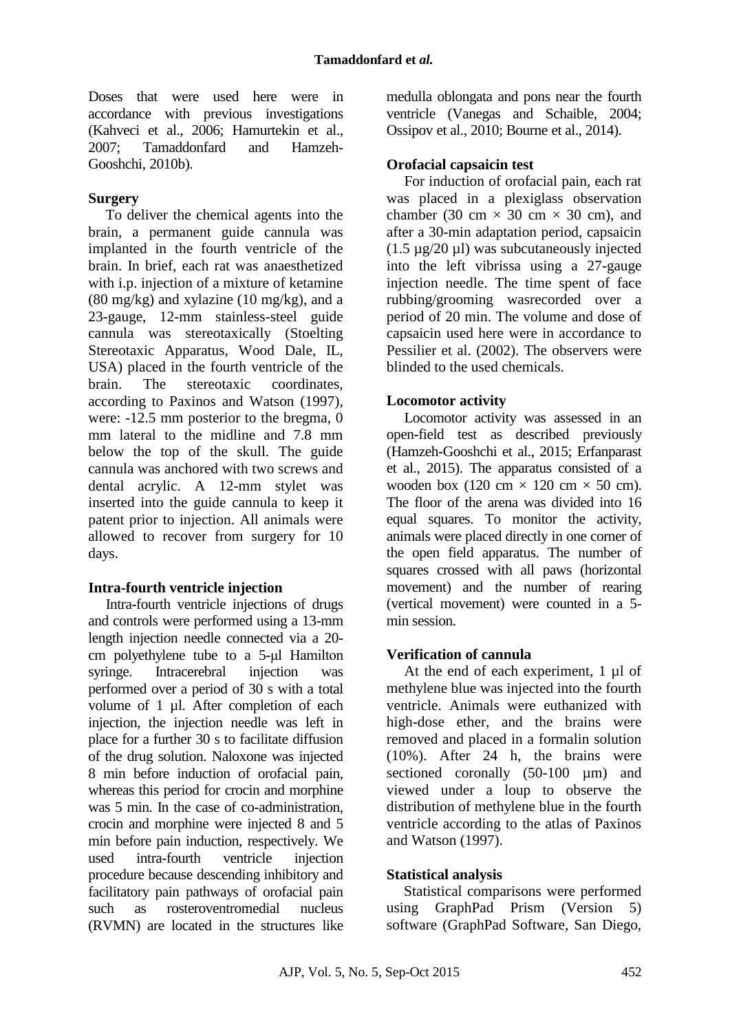Doses that were used here were in accordance with previous investigations (Kahveci et al., 2006; Hamurtekin et al., 2007; Tamaddonfard and Hamzeh-Gooshchi, 2010b).

### Surgery

To deliver the chemical agents into the brain, a permanent guide cannula was implanted in the fourth ventricle of the brain. In brief, each rat was anaesthetized with i.p. injection of a mixture of ketamine (80 mg/kg) and xylazine (10 mg/kg), and a 23-gauge, 12-mm stainless-steel guide cannula was stereotaxically (Stoelting Stereotaxic Apparatus, Wood Dale, IL, USA) placed in the fourth ventricle of the brain. The stereotaxic coordinates, according to Paxinos and Watson (1997), were: -12.5 mm posterior to the bregma, 0 mm lateral to the midline and 7.8 mm below the top of the skull. The guide cannula was anchored with two screws and dental acrylic. A 12-mm stylet was inserted into the guide cannula to keep it patent prior to injection. All animals were allowed to recover from surgery for 10 days.

### Intra-fourth ventricle injection

Intra-fourth ventricle injections of drugs and controls were performed using a 13-mm length injection needle connected via a 20-cm polyethylene tube to a 5-µl Hamilton syringe. Intracerebral injection was performed over a period of 30 s with a total volume of 1 µl. After completion of each injection, the injection needle was left in place for a further 30 s to facilitate diffusion of the drug solution. Naloxone was injected 8 min before induction of orofacial pain, whereas this period for crocin and morphine was 5 min. In the case of co-administration, crocin and morphine were injected 8 and 5 min before pain induction, respectively. We used intra-fourth ventricle injection procedure because descending inhibitory and facilitatory pain pathways of orofacial pain such as rosteroventromedial nucleus (RVMN) are located in the structures like medulla oblongata and pons near the fourth ventricle (Vanegas and Schaible, 2004; Ossipov et al., 2010; Bourne et al., 2014).

### Orofacial capsaicin test

For induction of orofacial pain, each rat was placed in a plexiglass observation chamber (30 cm × 30 cm × 30 cm), and after a 30-min adaptation period, capsaicin (1.5 µg/20 µl) was subcutaneously injected into the left vibrissa using a 27-gauge injection needle. The time spent of face rubbing/grooming wasrecorded over a period of 20 min. The volume and dose of capsaicin used here were in accordance to Pessilier et al. (2002). The observers were blinded to the used chemicals.

### Locomotor activity

Locomotor activity was assessed in an open-field test as described previously (Hamzeh-Gooshchi et al., 2015; Erfanparast et al., 2015). The apparatus consisted of a wooden box (120 cm × 120 cm × 50 cm). The floor of the arena was divided into 16 equal squares. To monitor the activity, animals were placed directly in one corner of the open field apparatus. The number of squares crossed with all paws (horizontal movement) and the number of rearing (vertical movement) were counted in a 5-min session.

### Verification of cannula

At the end of each experiment, 1 µl of methylene blue was injected into the fourth ventricle. Animals were euthanized with high-dose ether, and the brains were removed and placed in a formalin solution (10%). After 24 h, the brains were sectioned coronally (50-100 µm) and viewed under a loup to observe the distribution of methylene blue in the fourth ventricle according to the atlas of Paxinos and Watson (1997).

### Statistical analysis

Statistical comparisons were performed using GraphPad Prism (Version 5) software (GraphPad Software, San Diego,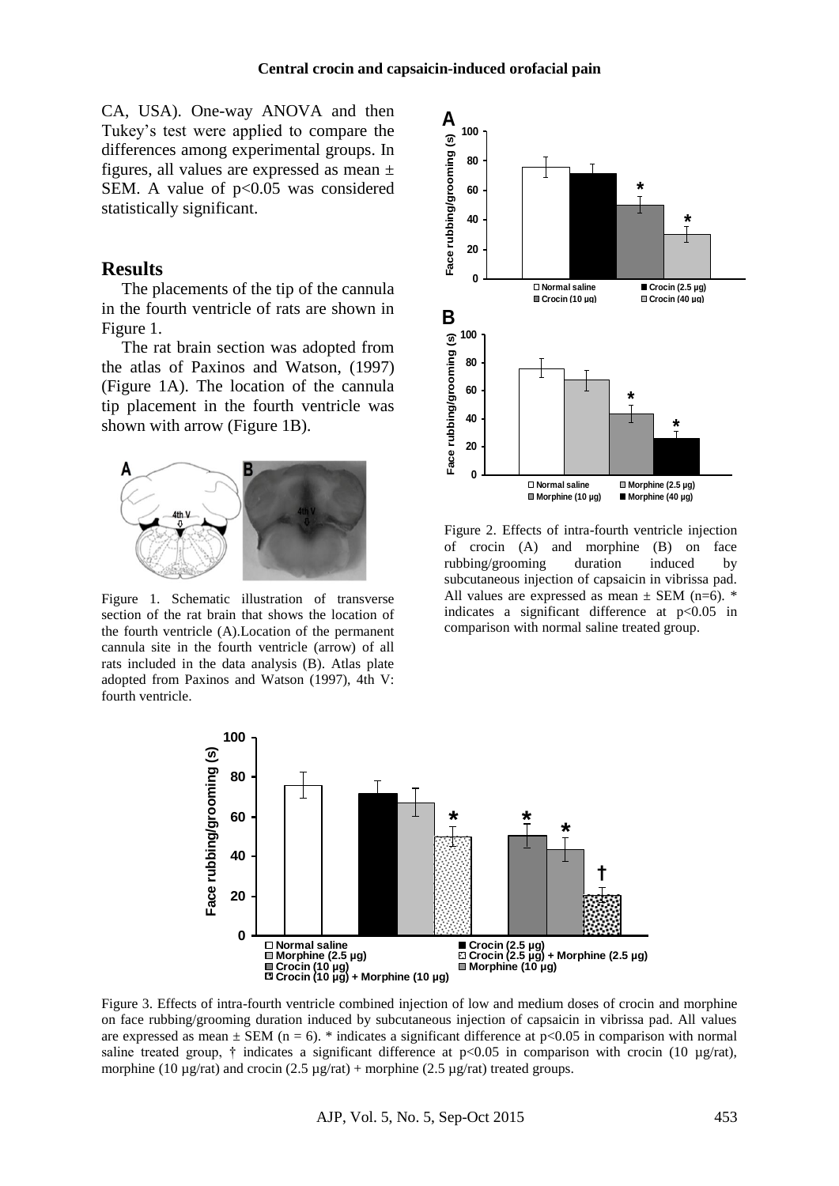CA, USA). One-way ANOVA and then Tukey's test were applied to compare the differences among experimental groups. In figures, all values are expressed as mean ± SEM. A value of $p<0.05$ was considered statistically significant.

## Results

The placements of the tip of the cannula in the fourth ventricle of rats are shown in Figure 1.

The rat brain section was adopted from the atlas of Paxinos and Watson, (1997) (Figure 1A). The location of the cannula tip placement in the fourth ventricle was shown with arrow (Figure 1B).

Figure 1. Schematic illustration of transverse section of the rat brain that shows the location of the fourth ventricle (A).Location of the permanent cannula site in the fourth ventricle (arrow) of all rats included in the data analysis (B). Atlas plate adopted from Paxinos and Watson (1997), 4th V: fourth ventricle.

Figure 2. Effects of intra-fourth ventricle injection of crocin (A) and morphine (B) on face rubbing/grooming duration induced by subcutaneous injection of capsaicin in vibrissa pad. All values are expressed as mean ± SEM (n=6). * indicates a significant difference at $p<0.05$ in comparison with normal saline treated group.

Figure 3. Effects of intra-fourth ventricle combined injection of low and medium doses of crocin and morphine on face rubbing/grooming duration induced by subcutaneous injection of capsaicin in vibrissa pad. All values are expressed as mean ± SEM (n = 6). * indicates a significant difference at $p<0.05$ in comparison with normal saline treated group, † indicates a significant difference at $p<0.05$ in comparison with crocin (10 µg/rat), morphine (10 µg/rat) and crocin (2.5 µg/rat) + morphine (2.5 µg/rat) treated groups.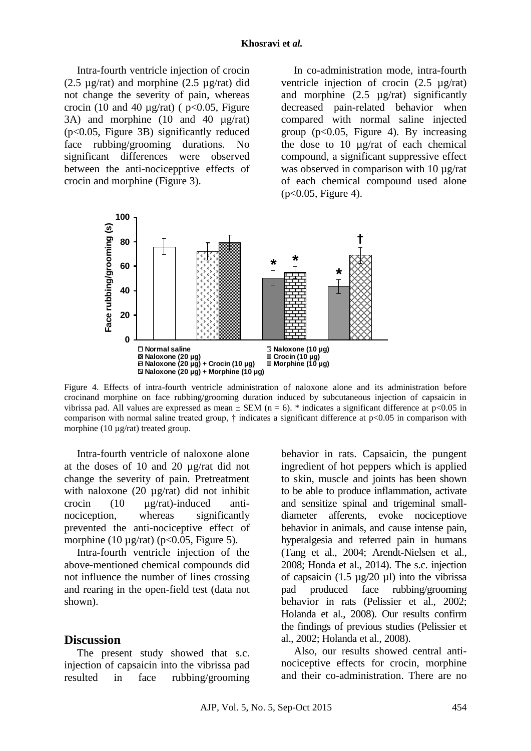Intra-fourth ventricle injection of crocin (2.5 µg/rat) and morphine (2.5 µg/rat) did not change the severity of pain, whereas crocin (10 and 40 µg/rat) ( $p<0.05$, Figure 3A) and morphine (10 and 40 µg/rat) ($p<0.05$, Figure 3B) significantly reduced face rubbing/grooming durations. No significant differences were observed between the anti-nocicepptive effects of crocin and morphine (Figure 3).

In co-administration mode, intra-fourth ventricle injection of crocin (2.5 µg/rat) and morphine (2.5 µg/rat) significantly decreased pain-related behavior when compared with normal saline injected group ($p<0.05$, Figure 4). By increasing the dose to 10 µg/rat of each chemical compound, a significant suppressive effect was observed in comparison with 10 µg/rat of each chemical compound used alone ($p<0.05$, Figure 4).

Figure 4. Effects of intra-fourth ventricle administration of naloxone alone and its administration before crocinand morphine on face rubbing/grooming duration induced by subcutaneous injection of capsaicin in vibrissa pad. All values are expressed as mean ± SEM (n = 6). * indicates a significant difference at $p<0.05$ in comparison with normal saline treated group, † indicates a significant difference at $p<0.05$ in comparison with morphine (10 µg/rat) treated group.

Intra-fourth ventricle of naloxone alone at the doses of 10 and 20 µg/rat did not change the severity of pain. Pretreatment with naloxone (20 µg/rat) did not inhibit crocin (10 µg/rat)-induced anti-nociception, whereas significantly prevented the anti-nociceptive effect of morphine (10 µg/rat) ($p<0.05$, Figure 5).

Intra-fourth ventricle injection of the above-mentioned chemical compounds did not influence the number of lines crossing and rearing in the open-field test (data not shown).

## Discussion

The present study showed that s.c. injection of capsaicin into the vibrissa pad resulted in face rubbing/grooming behavior in rats. Capsaicin, the pungent ingredient of hot peppers which is applied to skin, muscle and joints has been shown to be able to produce inflammation, activate and sensitize spinal and trigeminal small-diameter afferents, evoke nociceptiove behavior in animals, and cause intense pain, hyperalgesia and referred pain in humans (Tang et al., 2004; Arendt-Nielsen et al., 2008; Honda et al., 2014). The s.c. injection of capsaicin (1.5 µg/20 µl) into the vibrissa pad produced face rubbing/grooming behavior in rats (Pelissier et al., 2002; Holanda et al., 2008). Our results confirm the findings of previous studies (Pelissier et al., 2002; Holanda et al., 2008).

Also, our results showed central anti-nociceptive effects for crocin, morphine and their co-administration. There are no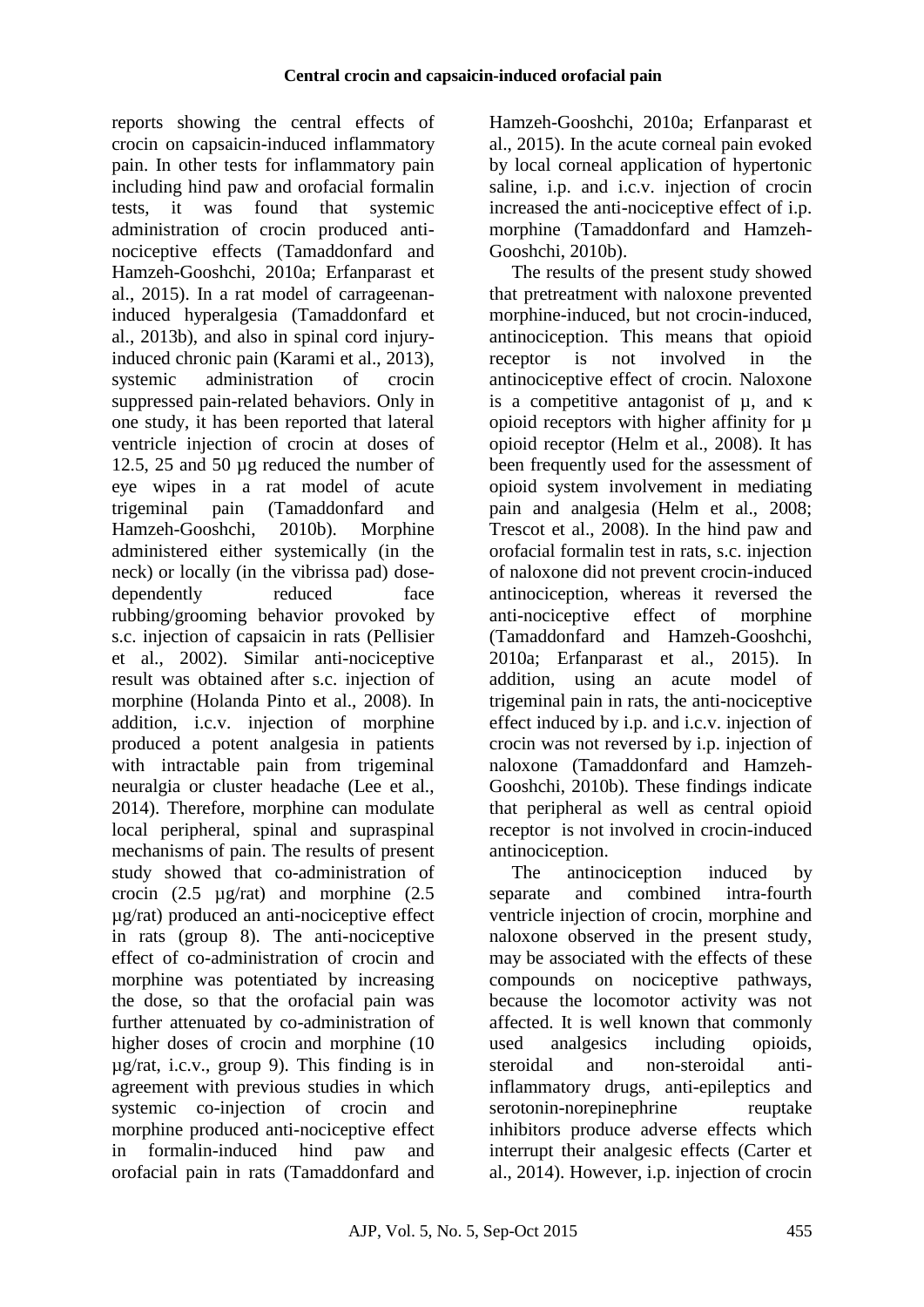reports showing the central effects of crocin on capsaicin-induced inflammatory pain. In other tests for inflammatory pain including hind paw and orofacial formalin tests, it was found that systemic administration of crocin produced anti-nociceptive effects (Tamaddonfard and Hamzeh-Gooshchi, 2010a; Erfanparast et al., 2015). In a rat model of carrageenan-induced hyperalgesia (Tamaddonfard et al., 2013b), and also in spinal cord injury-induced chronic pain (Karami et al., 2013), systemic administration of crocin suppressed pain-related behaviors. Only in one study, it has been reported that lateral ventricle injection of crocin at doses of 12.5, 25 and 50 µg reduced the number of eye wipes in a rat model of acute trigeminal pain (Tamaddonfard and Hamzeh-Gooshchi, 2010b). Morphine administered either systemically (in the neck) or locally (in the vibrissa pad) dose-dependently reduced face rubbing/grooming behavior provoked by s.c. injection of capsaicin in rats (Pellisier et al., 2002). Similar anti-nociceptive result was obtained after s.c. injection of morphine (Holanda Pinto et al., 2008). In addition, i.c.v. injection of morphine produced a potent analgesia in patients with intractable pain from trigeminal neuralgia or cluster headache (Lee et al., 2014). Therefore, morphine can modulate local peripheral, spinal and supraspinal mechanisms of pain. The results of present study showed that co-administration of crocin (2.5 µg/rat) and morphine (2.5 µg/rat) produced an anti-nociceptive effect in rats (group 8). The anti-nociceptive effect of co-administration of crocin and morphine was potentiated by increasing the dose, so that the orofacial pain was further attenuated by co-administration of higher doses of crocin and morphine (10 µg/rat, i.c.v., group 9). This finding is in agreement with previous studies in which systemic co-injection of crocin and morphine produced anti-nociceptive effect in formalin-induced hind paw and orofacial pain in rats (Tamaddonfard and Hamzeh-Gooshchi, 2010a; Erfanparast et al., 2015). In the acute corneal pain evoked by local corneal application of hypertonic saline, i.p. and i.c.v. injection of crocin increased the anti-nociceptive effect of i.p. morphine (Tamaddonfard and Hamzeh-Gooshchi, 2010b).

The results of the present study showed that pretreatment with naloxone prevented morphine-induced, but not crocin-induced, antinociception. This means that opioid receptor is not involved in the antinociceptive effect of crocin. Naloxone is a competitive antagonist of µ, and κ opioid receptors with higher affinity for µ opioid receptor (Helm et al., 2008). It has been frequently used for the assessment of opioid system involvement in mediating pain and analgesia (Helm et al., 2008; Trescot et al., 2008). In the hind paw and orofacial formalin test in rats, s.c. injection of naloxone did not prevent crocin-induced antinociception, whereas it reversed the anti-nociceptive effect of morphine (Tamaddonfard and Hamzeh-Gooshchi, 2010a; Erfanparast et al., 2015). In addition, using an acute model of trigeminal pain in rats, the anti-nociceptive effect induced by i.p. and i.c.v. injection of crocin was not reversed by i.p. injection of naloxone (Tamaddonfard and Hamzeh-Gooshchi, 2010b). These findings indicate that peripheral as well as central opioid receptor is not involved in crocin-induced antinociception.

The antinociception induced by separate and combined intra-fourth ventricle injection of crocin, morphine and naloxone observed in the present study, may be associated with the effects of these compounds on nociceptive pathways, because the locomotor activity was not affected. It is well known that commonly used analgesics including opioids, steroidal and non-steroidal anti-inflammatory drugs, anti-epileptics and serotonin-norepinephrine reuptake inhibitors produce adverse effects which interrupt their analgesic effects (Carter et al., 2014). However, i.p. injection of crocin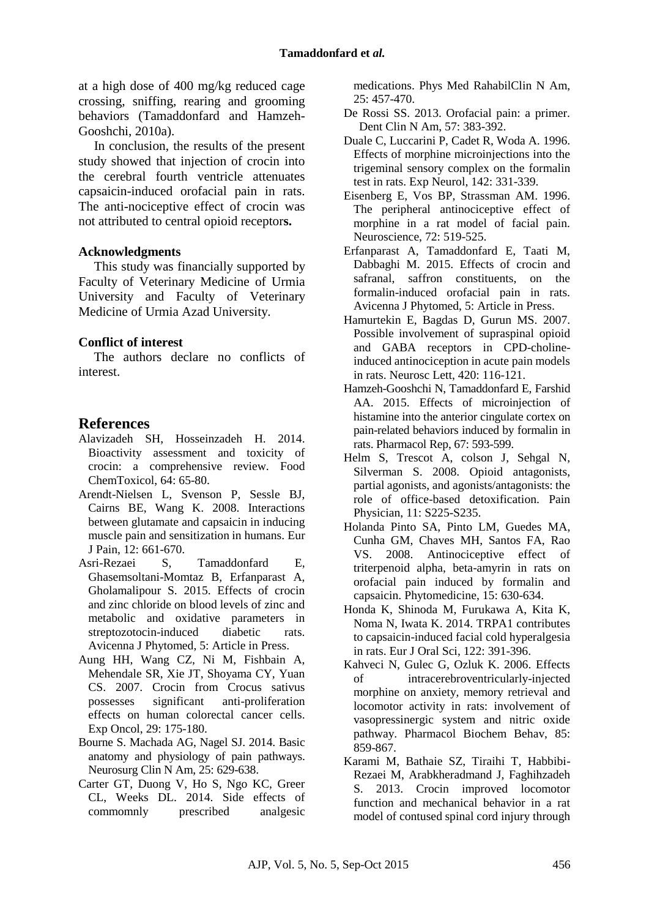at a high dose of 400 mg/kg reduced cage crossing, sniffing, rearing and grooming behaviors (Tamaddonfard and Hamzeh-Gooshchi, 2010a).

In conclusion, the results of the present study showed that injection of crocin into the cerebral fourth ventricle attenuates capsaicin-induced orofacial pain in rats. The anti-nociceptive effect of crocin was not attributed to central opioid receptor**s.**

### Acknowledgments

This study was financially supported by Faculty of Veterinary Medicine of Urmia University and Faculty of Veterinary Medicine of Urmia Azad University.

### Conflict of interest

The authors declare no conflicts of interest.

## References

Alavizadeh SH, Hosseinzadeh H. 2014. Bioactivity assessment and toxicity of crocin: a comprehensive review. Food ChemToxicol, 64: 65-80.

Arendt-Nielsen L, Svenson P, Sessle BJ, Cairns BE, Wang K. 2008. Interactions between glutamate and capsaicin in inducing muscle pain and sensitization in humans. Eur J Pain, 12: 661-670.

Asri-Rezaei S, Tamaddonfard E, Ghasemsoltani-Momtaz B, Erfanparast A, Gholamalipour S. 2015. Effects of crocin and zinc chloride on blood levels of zinc and metabolic and oxidative parameters in streptozotocin-induced diabetic rats. Avicenna J Phytomed, 5: Article in Press.

Aung HH, Wang CZ, Ni M, Fishbain A, Mehendale SR, Xie JT, Shoyama CY, Yuan CS. 2007. Crocin from Crocus sativus possesses significant anti-proliferation effects on human colorectal cancer cells. Exp Oncol, 29: 175-180.

Bourne S. Machada AG, Nagel SJ. 2014. Basic anatomy and physiology of pain pathways. Neurosurg Clin N Am, 25: 629-638.

Carter GT, Duong V, Ho S, Ngo KC, Greer CL, Weeks DL. 2014. Side effects of commomnly prescribed analgesic medications. Phys Med RahabilClin N Am, 25: 457-470.

De Rossi SS. 2013. Orofacial pain: a primer. Dent Clin N Am, 57: 383-392.

Duale C, Luccarini P, Cadet R, Woda A. 1996. Effects of morphine microinjections into the trigeminal sensory complex on the formalin test in rats. Exp Neurol, 142: 331-339.

Eisenberg E, Vos BP, Strassman AM. 1996. The peripheral antinociceptive effect of morphine in a rat model of facial pain. Neuroscience, 72: 519-525.

Erfanparast A, Tamaddonfard E, Taati M, Dabbaghi M. 2015. Effects of crocin and safranal, saffron constituents, on the formalin-induced orofacial pain in rats. Avicenna J Phytomed, 5: Article in Press.

Hamurtekin E, Bagdas D, Gurun MS. 2007. Possible involvement of supraspinal opioid and GABA receptors in CPD-choline-induced antinociception in acute pain models in rats. Neurosc Lett, 420: 116-121.

Hamzeh-Gooshchi N, Tamaddonfard E, Farshid AA. 2015. Effects of microinjection of histamine into the anterior cingulate cortex on pain-related behaviors induced by formalin in rats. Pharmacol Rep, 67: 593-599.

Helm S, Trescot A, colson J, Sehgal N, Silverman S. 2008. Opioid antagonists, partial agonists, and agonists/antagonists: the role of office-based detoxification. Pain Physician, 11: S225-S235.

Holanda Pinto SA, Pinto LM, Guedes MA, Cunha GM, Chaves MH, Santos FA, Rao VS. 2008. Antinociceptive effect of triterpenoid alpha, beta-amyrin in rats on orofacial pain induced by formalin and capsaicin. Phytomedicine, 15: 630-634.

Honda K, Shinoda M, Furukawa A, Kita K, Noma N, Iwata K. 2014. TRPA1 contributes to capsaicin-induced facial cold hyperalgesia in rats. Eur J Oral Sci, 122: 391-396.

Kahveci N, Gulec G, Ozluk K. 2006. Effects of intracerebroventricularly-injected morphine on anxiety, memory retrieval and locomotor activity in rats: involvement of vasopressinergic system and nitric oxide pathway. Pharmacol Biochem Behav, 85: 859-867.

Karami M, Bathaie SZ, Tiraihi T, Habbibi-Rezaei M, Arabkheradmand J, Faghihzadeh S. 2013. Crocin improved locomotor function and mechanical behavior in a rat model of contused spinal cord injury through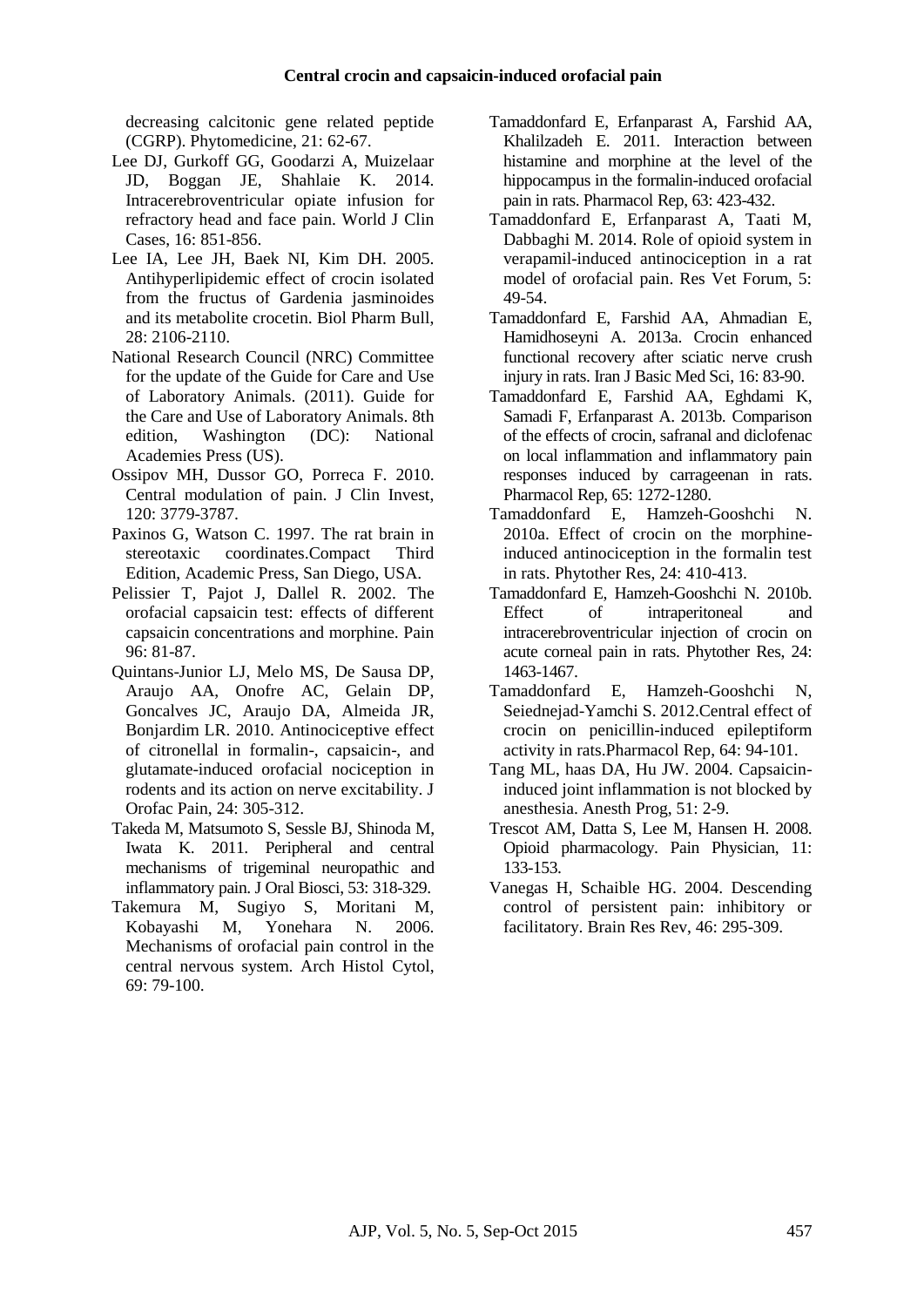decreasing calcitonic gene related peptide (CGRP). Phytomedicine, 21: 62-67.

Lee DJ, Gurkoff GG, Goodarzi A, Muizelaar JD, Boggan JE, Shahlaie K. 2014. Intracerebroventricular opiate infusion for refractory head and face pain. World J Clin Cases, 16: 851-856.

Lee IA, Lee JH, Baek NI, Kim DH. 2005. Antihyperlipidemic effect of crocin isolated from the fructus of Gardenia jasminoides and its metabolite crocetin. Biol Pharm Bull, 28: 2106-2110.

National Research Council (NRC) Committee for the update of the Guide for Care and Use of Laboratory Animals. (2011). Guide for the Care and Use of Laboratory Animals. 8th edition, Washington (DC): National Academies Press (US).

Ossipov MH, Dussor GO, Porreca F. 2010. Central modulation of pain. J Clin Invest, 120: 3779-3787.

Paxinos G, Watson C. 1997. The rat brain in stereotaxic coordinates.Compact Third Edition, Academic Press, San Diego, USA.

Pelissier T, Pajot J, Dallel R. 2002. The orofacial capsaicin test: effects of different capsaicin concentrations and morphine. Pain 96: 81-87.

Quintans-Junior LJ, Melo MS, De Sausa DP, Araujo AA, Onofre AC, Gelain DP, Goncalves JC, Araujo DA, Almeida JR, Bonjardim LR. 2010. Antinociceptive effect of citronellal in formalin-, capsaicin-, and glutamate-induced orofacial nociception in rodents and its action on nerve excitability. J Orofac Pain, 24: 305-312.

Takeda M, Matsumoto S, Sessle BJ, Shinoda M, Iwata K. 2011. Peripheral and central mechanisms of trigeminal neuropathic and inflammatory pain. J Oral Biosci, 53: 318-329.

Takemura M, Sugiyo S, Moritani M, Kobayashi M, Yonehara N. 2006. Mechanisms of orofacial pain control in the central nervous system. Arch Histol Cytol, 69: 79-100.

Tamaddonfard E, Erfanparast A, Farshid AA, Khalilzadeh E. 2011. Interaction between histamine and morphine at the level of the hippocampus in the formalin-induced orofacial pain in rats. Pharmacol Rep, 63: 423-432.

Tamaddonfard E, Erfanparast A, Taati M, Dabbaghi M. 2014. Role of opioid system in verapamil-induced antinociception in a rat model of orofacial pain. Res Vet Forum, 5: 49-54.

Tamaddonfard E, Farshid AA, Ahmadian E, Hamidhoseyni A. 2013a. Crocin enhanced functional recovery after sciatic nerve crush injury in rats. Iran J Basic Med Sci, 16: 83-90.

Tamaddonfard E, Farshid AA, Eghdami K, Samadi F, Erfanparast A. 2013b. Comparison of the effects of crocin, safranal and diclofenac on local inflammation and inflammatory pain responses induced by carrageenan in rats. Pharmacol Rep, 65: 1272-1280.

Tamaddonfard E, Hamzeh-Gooshchi N. 2010a. Effect of crocin on the morphine-induced antinociception in the formalin test in rats. Phytother Res, 24: 410-413.

Tamaddonfard E, Hamzeh-Gooshchi N. 2010b. Effect of intraperitoneal and intracerebroventricular injection of crocin on acute corneal pain in rats. Phytother Res, 24: 1463-1467.

Tamaddonfard E, Hamzeh-Gooshchi N, Seiednejad-Yamchi S. 2012.Central effect of crocin on penicillin-induced epileptiform activity in rats.Pharmacol Rep, 64: 94-101.

Tang ML, haas DA, Hu JW. 2004. Capsaicin-induced joint inflammation is not blocked by anesthesia. Anesth Prog, 51: 2-9.

Trescot AM, Datta S, Lee M, Hansen H. 2008. Opioid pharmacology. Pain Physician, 11: 133-153.

Vanegas H, Schaible HG. 2004. Descending control of persistent pain: inhibitory or facilitatory. Brain Res Rev, 46: 295-309.